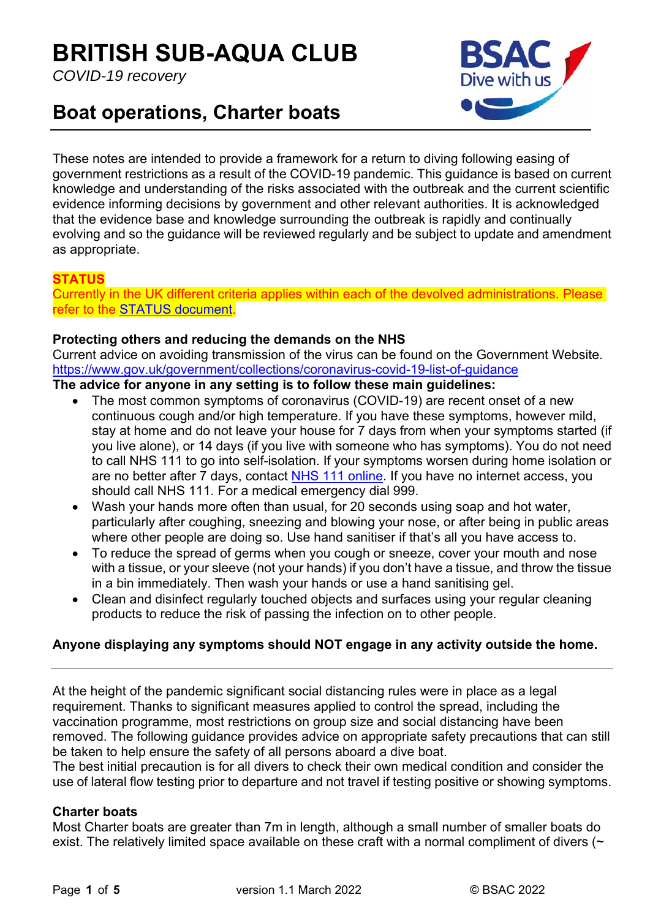# BRITISH SUB-AQUA CLUB

*COVID-19 recovery*

## Boat operations, Charter boats

These notes are intended to provide a framework for a return to diving following easing of government restrictions as a result of the COVID-19 pandemic. This guidance is based on current knowledge and understanding of the risks associated with the outbreak and the current scientific evidence informing decisions by government and other relevant authorities. It is acknowledged that the evidence base and knowledge surrounding the outbreak is rapidly and continually evolving and so the guidance will be reviewed regularly and be subject to update and amendment as appropriate.

**STATUS**

Currently in the UK different criteria applies within each of the devolved administrations. Please refer to the STATUS document.

**Protecting others and reducing the demands on the NHS**

Current advice on avoiding transmission of the virus can be found on the Government Website. https://www.gov.uk/government/collections/coronavirus-covid-19-list-of-guidance

**The advice for anyone in any setting is to follow these main guidelines:**

- The most common symptoms of coronavirus (COVID-19) are recent onset of a new continuous cough and/or high temperature. If you have these symptoms, however mild, stay at home and do not leave your house for 7 days from when your symptoms started (if you live alone), or 14 days (if you live with someone who has symptoms). You do not need to call NHS 111 to go into self-isolation. If your symptoms worsen during home isolation or are no better after 7 days, contact NHS 111 online. If you have no internet access, you should call NHS 111. For a medical emergency dial 999.
- Wash your hands more often than usual, for 20 seconds using soap and hot water, particularly after coughing, sneezing and blowing your nose, or after being in public areas where other people are doing so. Use hand sanitiser if that's all you have access to.
- To reduce the spread of germs when you cough or sneeze, cover your mouth and nose with a tissue, or your sleeve (not your hands) if you don't have a tissue, and throw the tissue in a bin immediately. Then wash your hands or use a hand sanitising gel.
- Clean and disinfect regularly touched objects and surfaces using your regular cleaning products to reduce the risk of passing the infection on to other people.

**Anyone displaying any symptoms should NOT engage in any activity outside the home.**

---

At the height of the pandemic significant social distancing rules were in place as a legal requirement. Thanks to significant measures applied to control the spread, including the vaccination programme, most restrictions on group size and social distancing have been removed. The following guidance provides advice on appropriate safety precautions that can still be taken to help ensure the safety of all persons aboard a dive boat.

The best initial precaution is for all divers to check their own medical condition and consider the use of lateral flow testing prior to departure and not travel if testing positive or showing symptoms.

**Charter boats**

Most Charter boats are greater than 7m in length, although a small number of smaller boats do exist. The relatively limited space available on these craft with a normal compliment of divers (~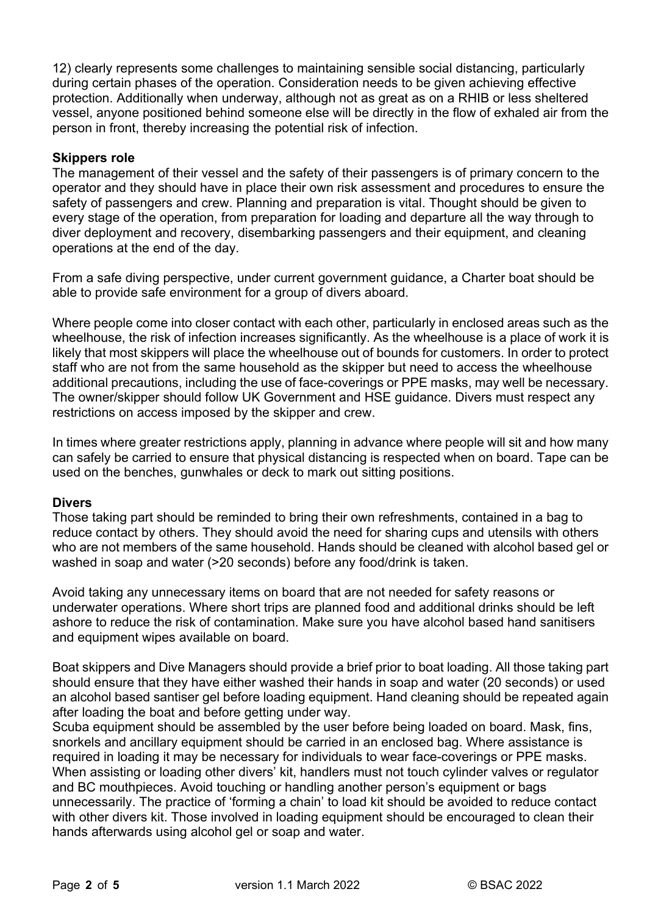12) clearly represents some challenges to maintaining sensible social distancing, particularly during certain phases of the operation. Consideration needs to be given achieving effective protection. Additionally when underway, although not as great as on a RHIB or less sheltered vessel, anyone positioned behind someone else will be directly in the flow of exhaled air from the person in front, thereby increasing the potential risk of infection.

**Skippers role**

The management of their vessel and the safety of their passengers is of primary concern to the operator and they should have in place their own risk assessment and procedures to ensure the safety of passengers and crew. Planning and preparation is vital. Thought should be given to every stage of the operation, from preparation for loading and departure all the way through to diver deployment and recovery, disembarking passengers and their equipment, and cleaning operations at the end of the day.

From a safe diving perspective, under current government guidance, a Charter boat should be able to provide safe environment for a group of divers aboard.

Where people come into closer contact with each other, particularly in enclosed areas such as the wheelhouse, the risk of infection increases significantly. As the wheelhouse is a place of work it is likely that most skippers will place the wheelhouse out of bounds for customers. In order to protect staff who are not from the same household as the skipper but need to access the wheelhouse additional precautions, including the use of face-coverings or PPE masks, may well be necessary. The owner/skipper should follow UK Government and HSE guidance. Divers must respect any restrictions on access imposed by the skipper and crew.

In times where greater restrictions apply, planning in advance where people will sit and how many can safely be carried to ensure that physical distancing is respected when on board. Tape can be used on the benches, gunwhales or deck to mark out sitting positions.

**Divers**

Those taking part should be reminded to bring their own refreshments, contained in a bag to reduce contact by others. They should avoid the need for sharing cups and utensils with others who are not members of the same household. Hands should be cleaned with alcohol based gel or washed in soap and water (>20 seconds) before any food/drink is taken.

Avoid taking any unnecessary items on board that are not needed for safety reasons or underwater operations. Where short trips are planned food and additional drinks should be left ashore to reduce the risk of contamination. Make sure you have alcohol based hand sanitisers and equipment wipes available on board.

Boat skippers and Dive Managers should provide a brief prior to boat loading. All those taking part should ensure that they have either washed their hands in soap and water (20 seconds) or used an alcohol based santiser gel before loading equipment. Hand cleaning should be repeated again after loading the boat and before getting under way.
Scuba equipment should be assembled by the user before being loaded on board. Mask, fins, snorkels and ancillary equipment should be carried in an enclosed bag. Where assistance is required in loading it may be necessary for individuals to wear face-coverings or PPE masks. When assisting or loading other divers' kit, handlers must not touch cylinder valves or regulator and BC mouthpieces. Avoid touching or handling another person's equipment or bags unnecessarily. The practice of 'forming a chain' to load kit should be avoided to reduce contact with other divers kit. Those involved in loading equipment should be encouraged to clean their hands afterwards using alcohol gel or soap and water.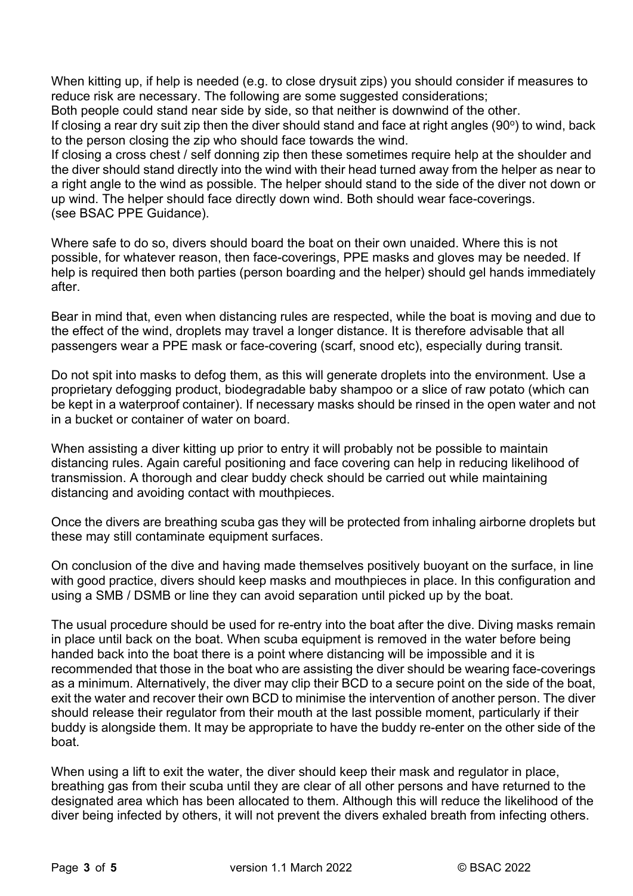When kitting up, if help is needed (e.g. to close drysuit zips) you should consider if measures to reduce risk are necessary. The following are some suggested considerations;

Both people could stand near side by side, so that neither is downwind of the other.

If closing a rear dry suit zip then the diver should stand and face at right angles (90°) to wind, back to the person closing the zip who should face towards the wind.

If closing a cross chest / self donning zip then these sometimes require help at the shoulder and the diver should stand directly into the wind with their head turned away from the helper as near to a right angle to the wind as possible. The helper should stand to the side of the diver not down or up wind. The helper should face directly down wind. Both should wear face-coverings. (see BSAC PPE Guidance).

Where safe to do so, divers should board the boat on their own unaided. Where this is not possible, for whatever reason, then face-coverings, PPE masks and gloves may be needed. If help is required then both parties (person boarding and the helper) should gel hands immediately after.

Bear in mind that, even when distancing rules are respected, while the boat is moving and due to the effect of the wind, droplets may travel a longer distance. It is therefore advisable that all passengers wear a PPE mask or face-covering (scarf, snood etc), especially during transit.

Do not spit into masks to defog them, as this will generate droplets into the environment. Use a proprietary defogging product, biodegradable baby shampoo or a slice of raw potato (which can be kept in a waterproof container). If necessary masks should be rinsed in the open water and not in a bucket or container of water on board.

When assisting a diver kitting up prior to entry it will probably not be possible to maintain distancing rules. Again careful positioning and face covering can help in reducing likelihood of transmission. A thorough and clear buddy check should be carried out while maintaining distancing and avoiding contact with mouthpieces.

Once the divers are breathing scuba gas they will be protected from inhaling airborne droplets but these may still contaminate equipment surfaces.

On conclusion of the dive and having made themselves positively buoyant on the surface, in line with good practice, divers should keep masks and mouthpieces in place. In this configuration and using a SMB / DSMB or line they can avoid separation until picked up by the boat.

The usual procedure should be used for re-entry into the boat after the dive. Diving masks remain in place until back on the boat. When scuba equipment is removed in the water before being handed back into the boat there is a point where distancing will be impossible and it is recommended that those in the boat who are assisting the diver should be wearing face-coverings as a minimum. Alternatively, the diver may clip their BCD to a secure point on the side of the boat, exit the water and recover their own BCD to minimise the intervention of another person. The diver should release their regulator from their mouth at the last possible moment, particularly if their buddy is alongside them. It may be appropriate to have the buddy re-enter on the other side of the boat.

When using a lift to exit the water, the diver should keep their mask and regulator in place, breathing gas from their scuba until they are clear of all other persons and have returned to the designated area which has been allocated to them. Although this will reduce the likelihood of the diver being infected by others, it will not prevent the divers exhaled breath from infecting others.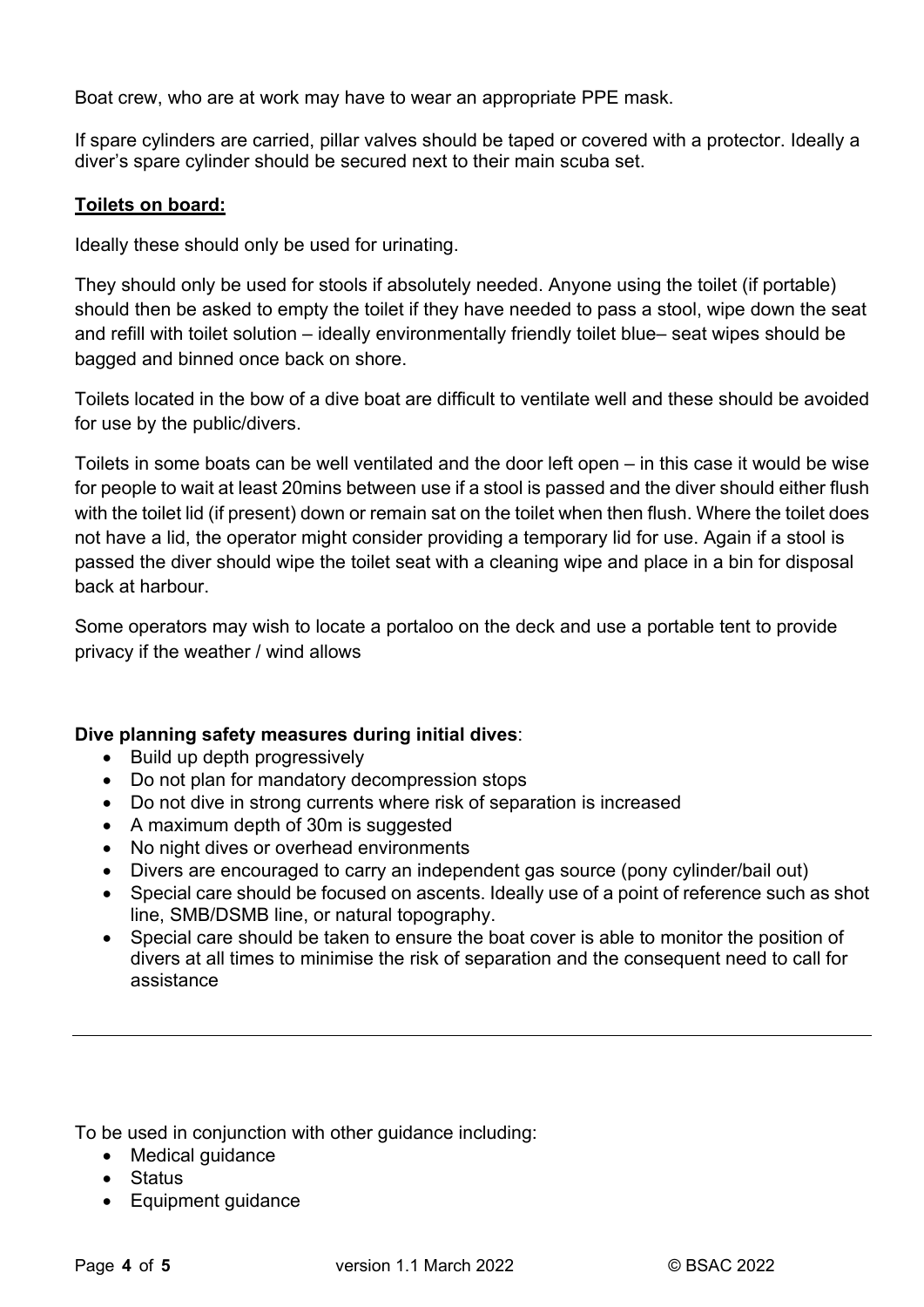Boat crew, who are at work may have to wear an appropriate PPE mask.

If spare cylinders are carried, pillar valves should be taped or covered with a protector. Ideally a diver's spare cylinder should be secured next to their main scuba set.

**Toilets on board:**

Ideally these should only be used for urinating.

They should only be used for stools if absolutely needed. Anyone using the toilet (if portable) should then be asked to empty the toilet if they have needed to pass a stool, wipe down the seat and refill with toilet solution – ideally environmentally friendly toilet blue– seat wipes should be bagged and binned once back on shore.

Toilets located in the bow of a dive boat are difficult to ventilate well and these should be avoided for use by the public/divers.

Toilets in some boats can be well ventilated and the door left open – in this case it would be wise for people to wait at least 20mins between use if a stool is passed and the diver should either flush with the toilet lid (if present) down or remain sat on the toilet when then flush. Where the toilet does not have a lid, the operator might consider providing a temporary lid for use. Again if a stool is passed the diver should wipe the toilet seat with a cleaning wipe and place in a bin for disposal back at harbour.

Some operators may wish to locate a portaloo on the deck and use a portable tent to provide privacy if the weather / wind allows

**Dive planning safety measures during initial dives**:

- Build up depth progressively
- Do not plan for mandatory decompression stops
- Do not dive in strong currents where risk of separation is increased
- A maximum depth of 30m is suggested
- No night dives or overhead environments
- Divers are encouraged to carry an independent gas source (pony cylinder/bail out)
- Special care should be focused on ascents. Ideally use of a point of reference such as shot line, SMB/DSMB line, or natural topography.
- Special care should be taken to ensure the boat cover is able to monitor the position of divers at all times to minimise the risk of separation and the consequent need to call for assistance

---

To be used in conjunction with other guidance including:

- Medical guidance
- Status
- Equipment guidance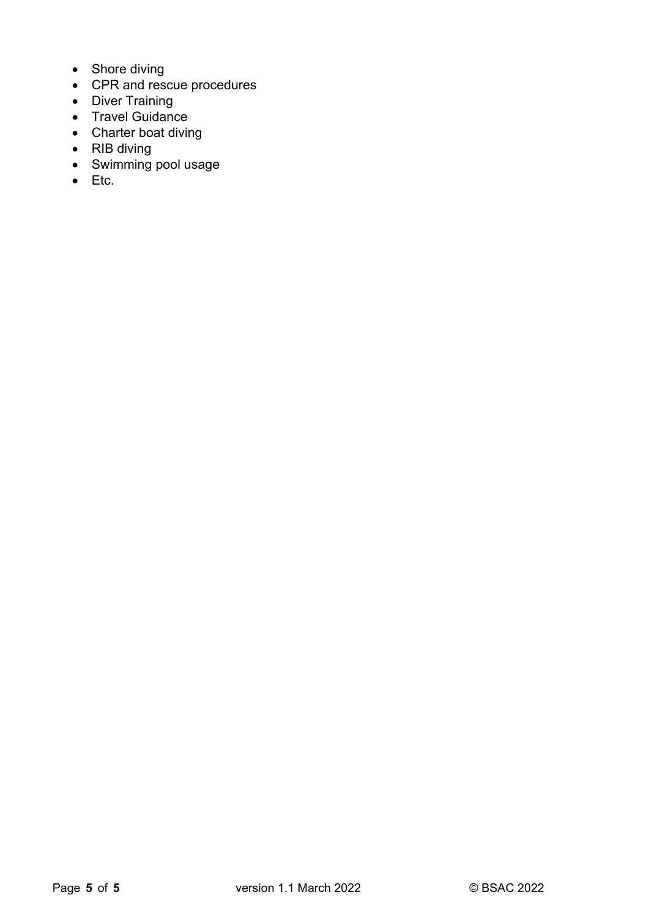- Shore diving
- CPR and rescue procedures
- Diver Training
- Travel Guidance
- Charter boat diving
- RIB diving
- Swimming pool usage
- Etc.